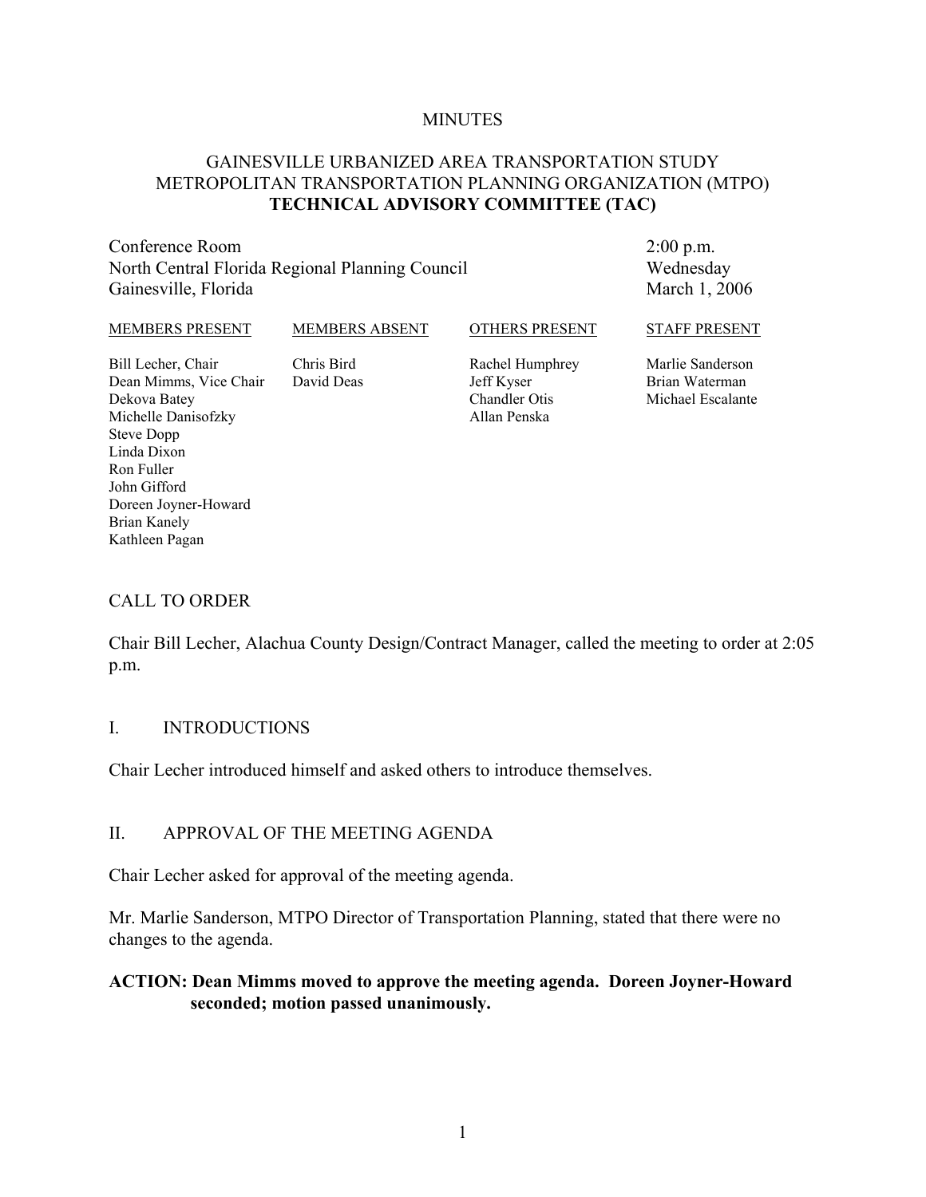MINUTES

# GAINESVILLE URBANIZED AREA TRANSPORTATION STUDY
# METROPOLITAN TRANSPORTATION PLANNING ORGANIZATION (MTPO)
# TECHNICAL ADVISORY COMMITTEE (TAC)

| | |
|---|---|
| Conference Room | 2:00 p.m. |
| North Central Florida Regional Planning Council | Wednesday |
| Gainesville, Florida | March 1, 2006 |

| MEMBERS PRESENT | MEMBERS ABSENT | OTHERS PRESENT | STAFF PRESENT |
|---|---|---|---|
| Bill Lecher, Chair | Chris Bird | Rachel Humphrey | Marlie Sanderson |
| Dean Mimms, Vice Chair | David Deas | Jeff Kyser | Brian Waterman |
| Dekova Batey | | Chandler Otis | Michael Escalante |
| Michelle Danisofzky | | Allan Penska | |
| Steve Dopp | | | |
| Linda Dixon | | | |
| Ron Fuller | | | |
| John Gifford | | | |
| Doreen Joyner-Howard | | | |
| Brian Kanely | | | |
| Kathleen Pagan | | | |

## CALL TO ORDER

Chair Bill Lecher, Alachua County Design/Contract Manager, called the meeting to order at 2:05 p.m.

## I. INTRODUCTIONS

Chair Lecher introduced himself and asked others to introduce themselves.

## II. APPROVAL OF THE MEETING AGENDA

Chair Lecher asked for approval of the meeting agenda.

Mr. Marlie Sanderson, MTPO Director of Transportation Planning, stated that there were no changes to the agenda.

**ACTION: Dean Mimms moved to approve the meeting agenda. Doreen Joyner-Howard seconded; motion passed unanimously.**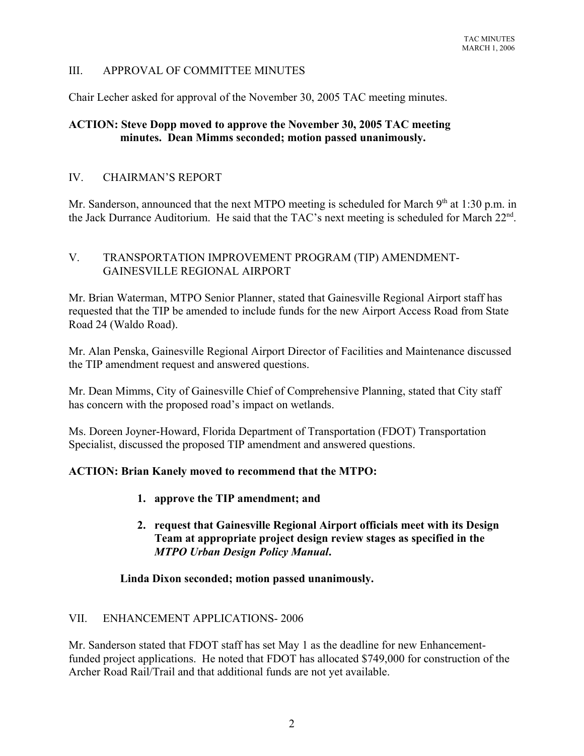## III. APPROVAL OF COMMITTEE MINUTES

Chair Lecher asked for approval of the November 30, 2005 TAC meeting minutes.

**ACTION: Steve Dopp moved to approve the November 30, 2005 TAC meeting minutes. Dean Mimms seconded; motion passed unanimously.**

## IV. CHAIRMAN'S REPORT

Mr. Sanderson, announced that the next MTPO meeting is scheduled for March 9th at 1:30 p.m. in the Jack Durrance Auditorium. He said that the TAC's next meeting is scheduled for March 22nd.

## V. TRANSPORTATION IMPROVEMENT PROGRAM (TIP) AMENDMENT- GAINESVILLE REGIONAL AIRPORT

Mr. Brian Waterman, MTPO Senior Planner, stated that Gainesville Regional Airport staff has requested that the TIP be amended to include funds for the new Airport Access Road from State Road 24 (Waldo Road).

Mr. Alan Penska, Gainesville Regional Airport Director of Facilities and Maintenance discussed the TIP amendment request and answered questions.

Mr. Dean Mimms, City of Gainesville Chief of Comprehensive Planning, stated that City staff has concern with the proposed road's impact on wetlands.

Ms. Doreen Joyner-Howard, Florida Department of Transportation (FDOT) Transportation Specialist, discussed the proposed TIP amendment and answered questions.

**ACTION: Brian Kanely moved to recommend that the MTPO:**

1. **approve the TIP amendment; and**
2. **request that Gainesville Regional Airport officials meet with its Design Team at appropriate project design review stages as specified in the *MTPO Urban Design Policy Manual*.**

**Linda Dixon seconded; motion passed unanimously.**

## VII. ENHANCEMENT APPLICATIONS- 2006

Mr. Sanderson stated that FDOT staff has set May 1 as the deadline for new Enhancement-funded project applications. He noted that FDOT has allocated $749,000 for construction of the Archer Road Rail/Trail and that additional funds are not yet available.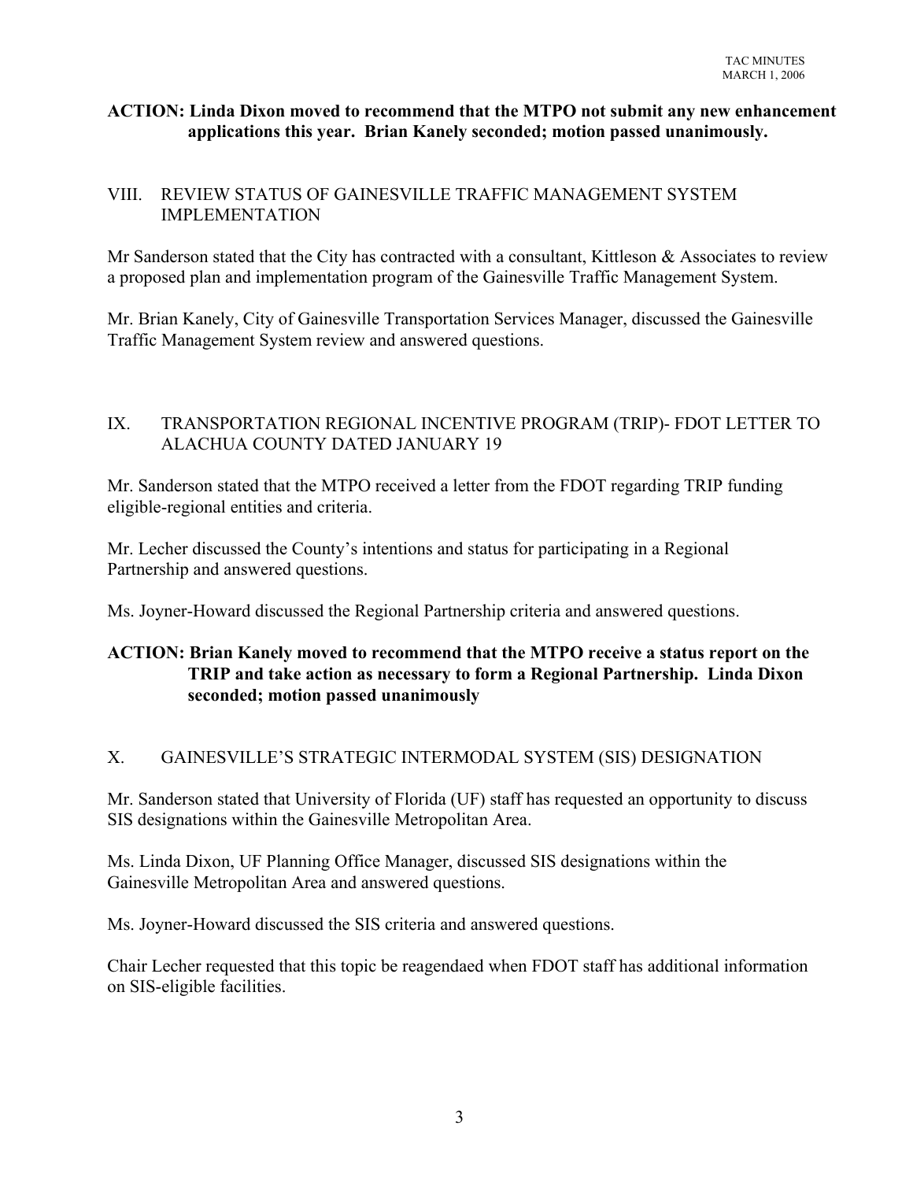**ACTION: Linda Dixon moved to recommend that the MTPO not submit any new enhancement applications this year. Brian Kanely seconded; motion passed unanimously.**

## VIII. REVIEW STATUS OF GAINESVILLE TRAFFIC MANAGEMENT SYSTEM IMPLEMENTATION

Mr Sanderson stated that the City has contracted with a consultant, Kittleson & Associates to review a proposed plan and implementation program of the Gainesville Traffic Management System.

Mr. Brian Kanely, City of Gainesville Transportation Services Manager, discussed the Gainesville Traffic Management System review and answered questions.

## IX. TRANSPORTATION REGIONAL INCENTIVE PROGRAM (TRIP)- FDOT LETTER TO ALACHUA COUNTY DATED JANUARY 19

Mr. Sanderson stated that the MTPO received a letter from the FDOT regarding TRIP funding eligible-regional entities and criteria.

Mr. Lecher discussed the County's intentions and status for participating in a Regional Partnership and answered questions.

Ms. Joyner-Howard discussed the Regional Partnership criteria and answered questions.

**ACTION: Brian Kanely moved to recommend that the MTPO receive a status report on the TRIP and take action as necessary to form a Regional Partnership. Linda Dixon seconded; motion passed unanimously**

## X. GAINESVILLE'S STRATEGIC INTERMODAL SYSTEM (SIS) DESIGNATION

Mr. Sanderson stated that University of Florida (UF) staff has requested an opportunity to discuss SIS designations within the Gainesville Metropolitan Area.

Ms. Linda Dixon, UF Planning Office Manager, discussed SIS designations within the Gainesville Metropolitan Area and answered questions.

Ms. Joyner-Howard discussed the SIS criteria and answered questions.

Chair Lecher requested that this topic be reagendaed when FDOT staff has additional information on SIS-eligible facilities.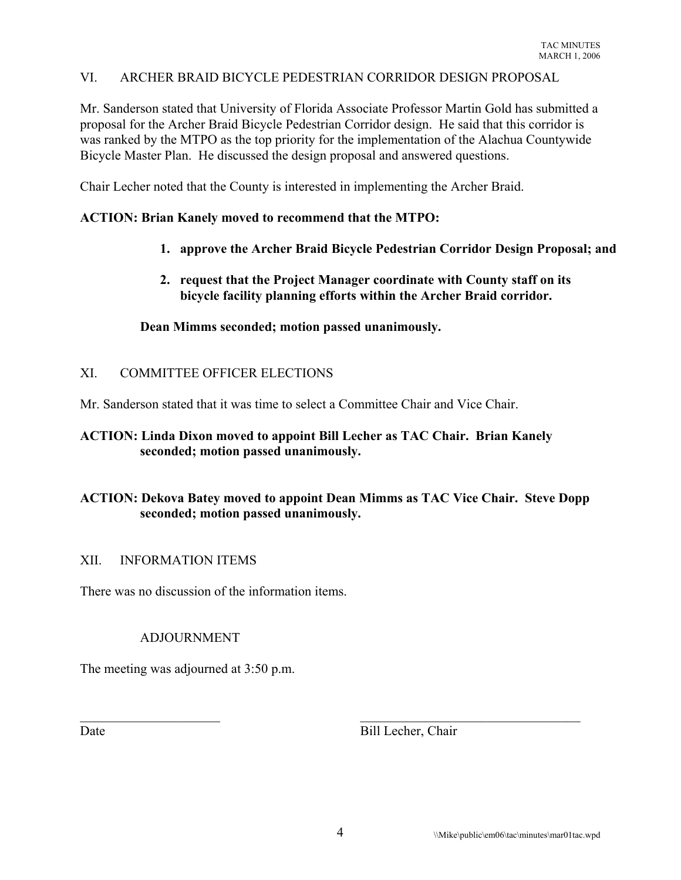## VI. ARCHER BRAID BICYCLE PEDESTRIAN CORRIDOR DESIGN PROPOSAL

Mr. Sanderson stated that University of Florida Associate Professor Martin Gold has submitted a proposal for the Archer Braid Bicycle Pedestrian Corridor design. He said that this corridor is was ranked by the MTPO as the top priority for the implementation of the Alachua Countywide Bicycle Master Plan. He discussed the design proposal and answered questions.

Chair Lecher noted that the County is interested in implementing the Archer Braid.

**ACTION: Brian Kanely moved to recommend that the MTPO:**

1. **approve the Archer Braid Bicycle Pedestrian Corridor Design Proposal; and**
2. **request that the Project Manager coordinate with County staff on its bicycle facility planning efforts within the Archer Braid corridor.**

**Dean Mimms seconded; motion passed unanimously.**

## XI. COMMITTEE OFFICER ELECTIONS

Mr. Sanderson stated that it was time to select a Committee Chair and Vice Chair.

**ACTION: Linda Dixon moved to appoint Bill Lecher as TAC Chair. Brian Kanely seconded; motion passed unanimously.**

**ACTION: Dekova Batey moved to appoint Dean Mimms as TAC Vice Chair. Steve Dopp seconded; motion passed unanimously.**

## XII. INFORMATION ITEMS

There was no discussion of the information items.

## ADJOURNMENT

The meeting was adjourned at 3:50 p.m.

\_\_\_\_\_\_\_\_\_\_\_\_\_\_\_\_\_\_\_\_\_\_ \_\_\_\_\_\_\_\_\_\_\_\_\_\_\_\_\_\_\_\_\_\_\_\_\_\_\_\_\_\_\_\_\_\_\_

Date Bill Lecher, Chair

\\Mike\public\em06\tac\minutes\mar01tac.wpd